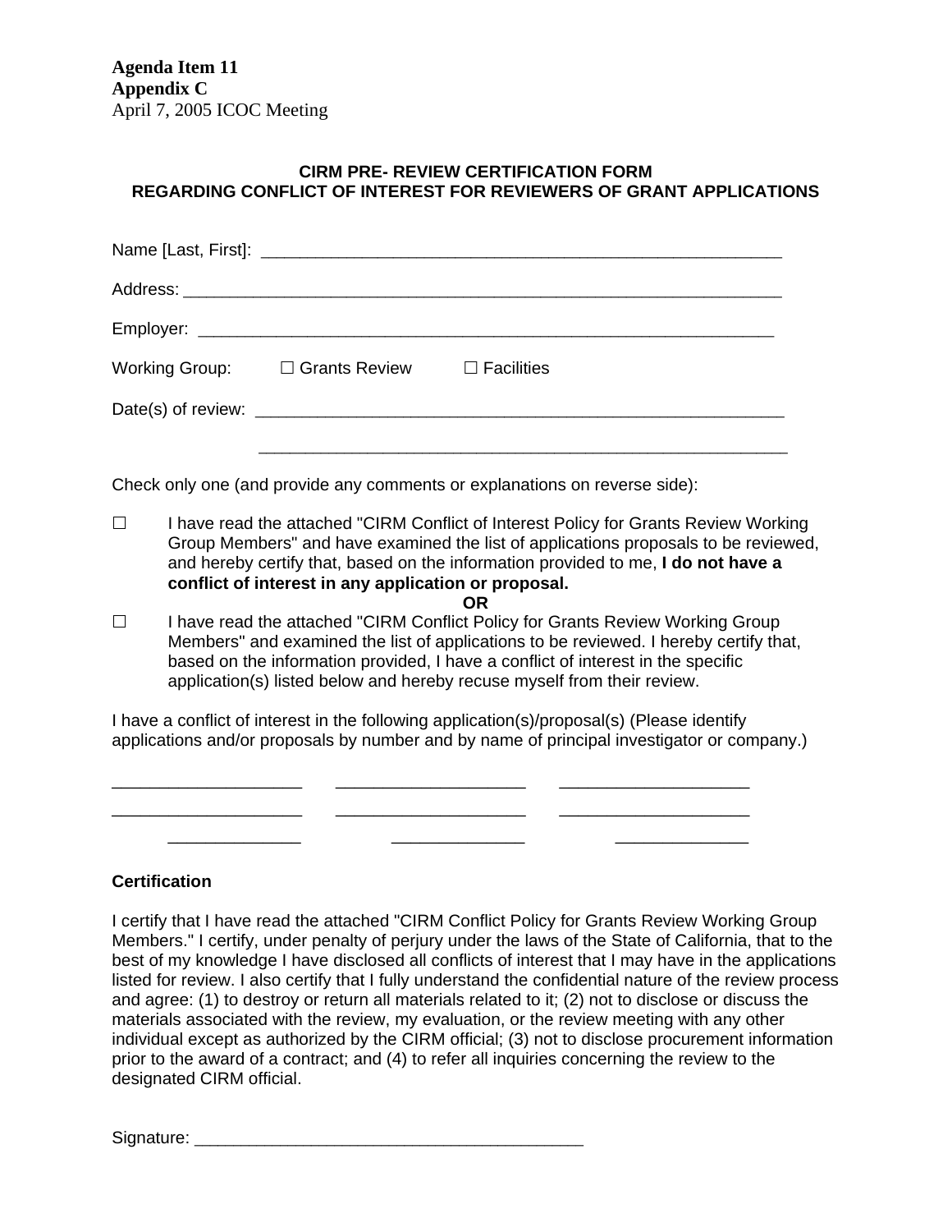**Agenda Item 11**
**Appendix C**
April 7, 2005 ICOC Meeting

## CIRM PRE- REVIEW CERTIFICATION FORM
## REGARDING CONFLICT OF INTEREST FOR REVIEWERS OF GRANT APPLICATIONS

Name [Last, First]: ___________________________________________________________

Address: ______________________________________________________________________

Employer: _____________________________________________________________________

Working Group: ☐ Grants Review ☐ Facilities

Date(s) of review: ___________________________________________________________

___________________________________________________________

Check only one (and provide any comments or explanations on reverse side):

☐ I have read the attached "CIRM Conflict of Interest Policy for Grants Review Working Group Members" and have examined the list of applications proposals to be reviewed, and hereby certify that, based on the information provided to me, **I do not have a conflict of interest in any application or proposal.**

**OR**

☐ I have read the attached "CIRM Conflict Policy for Grants Review Working Group Members" and examined the list of applications to be reviewed. I hereby certify that, based on the information provided, I have a conflict of interest in the specific application(s) listed below and hereby recuse myself from their review.

I have a conflict of interest in the following application(s)/proposal(s) (Please identify applications and/or proposals by number and by name of principal investigator or company.)

____________________ ____________________ ____________________

____________________ ____________________ ____________________

______________ ______________ ______________

### Certification

I certify that I have read the attached "CIRM Conflict Policy for Grants Review Working Group Members." I certify, under penalty of perjury under the laws of the State of California, that to the best of my knowledge I have disclosed all conflicts of interest that I may have in the applications listed for review. I also certify that I fully understand the confidential nature of the review process and agree: (1) to destroy or return all materials related to it; (2) not to disclose or discuss the materials associated with the review, my evaluation, or the review meeting with any other individual except as authorized by the CIRM official; (3) not to disclose procurement information prior to the award of a contract; and (4) to refer all inquiries concerning the review to the designated CIRM official.

Signature: __________________________________________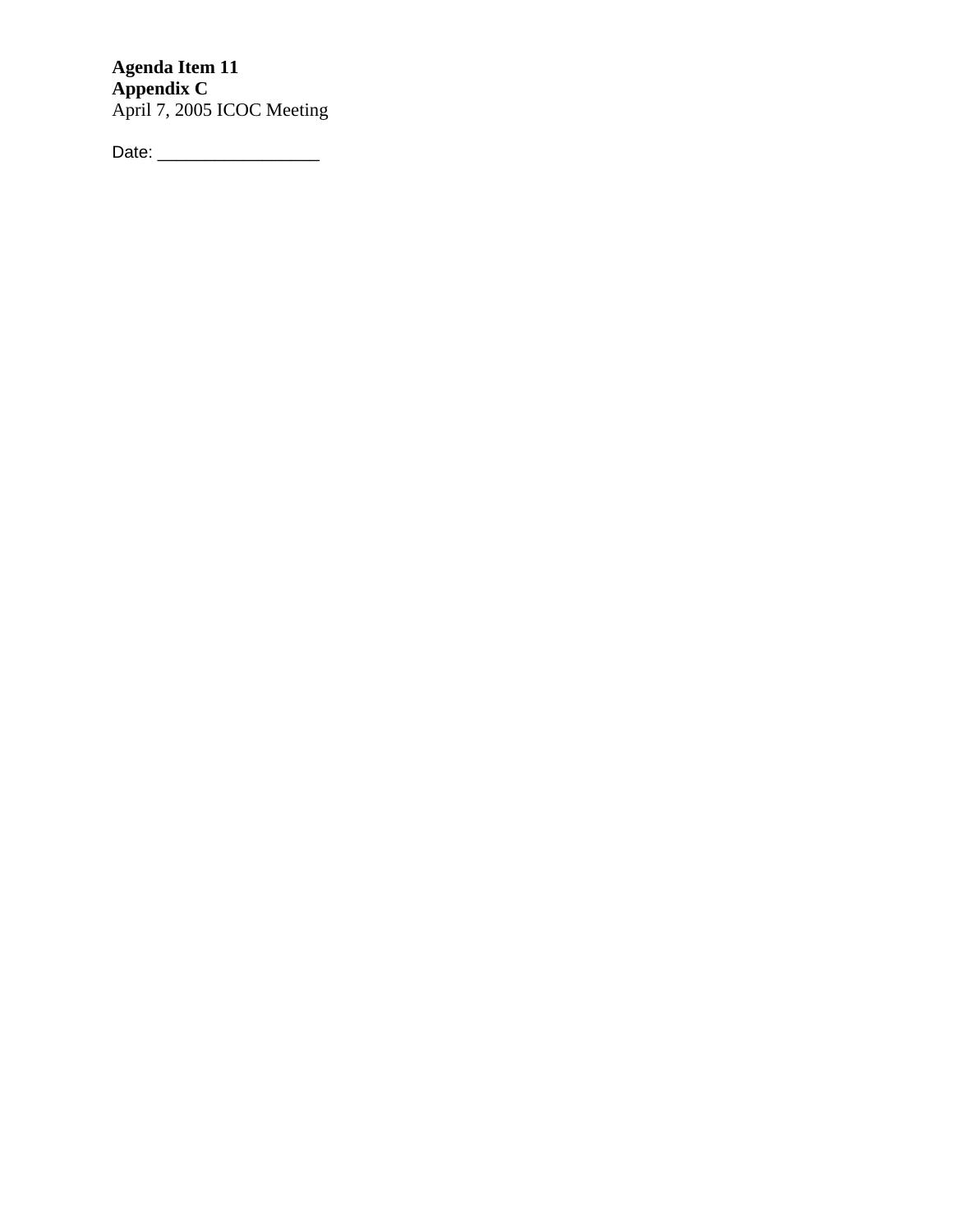**Agenda Item 11**
**Appendix C**
April 7, 2005 ICOC Meeting

Date: _________________